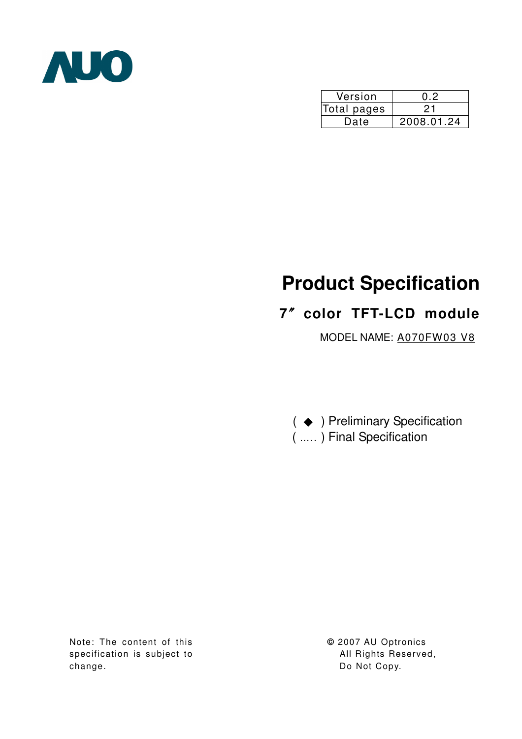AUO

| Version | 0.2 |
|---|---|
| Total pages | 21 |
| Date | 2008.01.24 |

# Product Specification

## 7″ color TFT-LCD module

MODEL NAME: A070FW03 V8

( ◆ ) Preliminary Specification
( ….. ) Final Specification

Note: The content of this specification is subject to change.

© 2007 AU Optronics
All Rights Reserved,
Do Not Copy.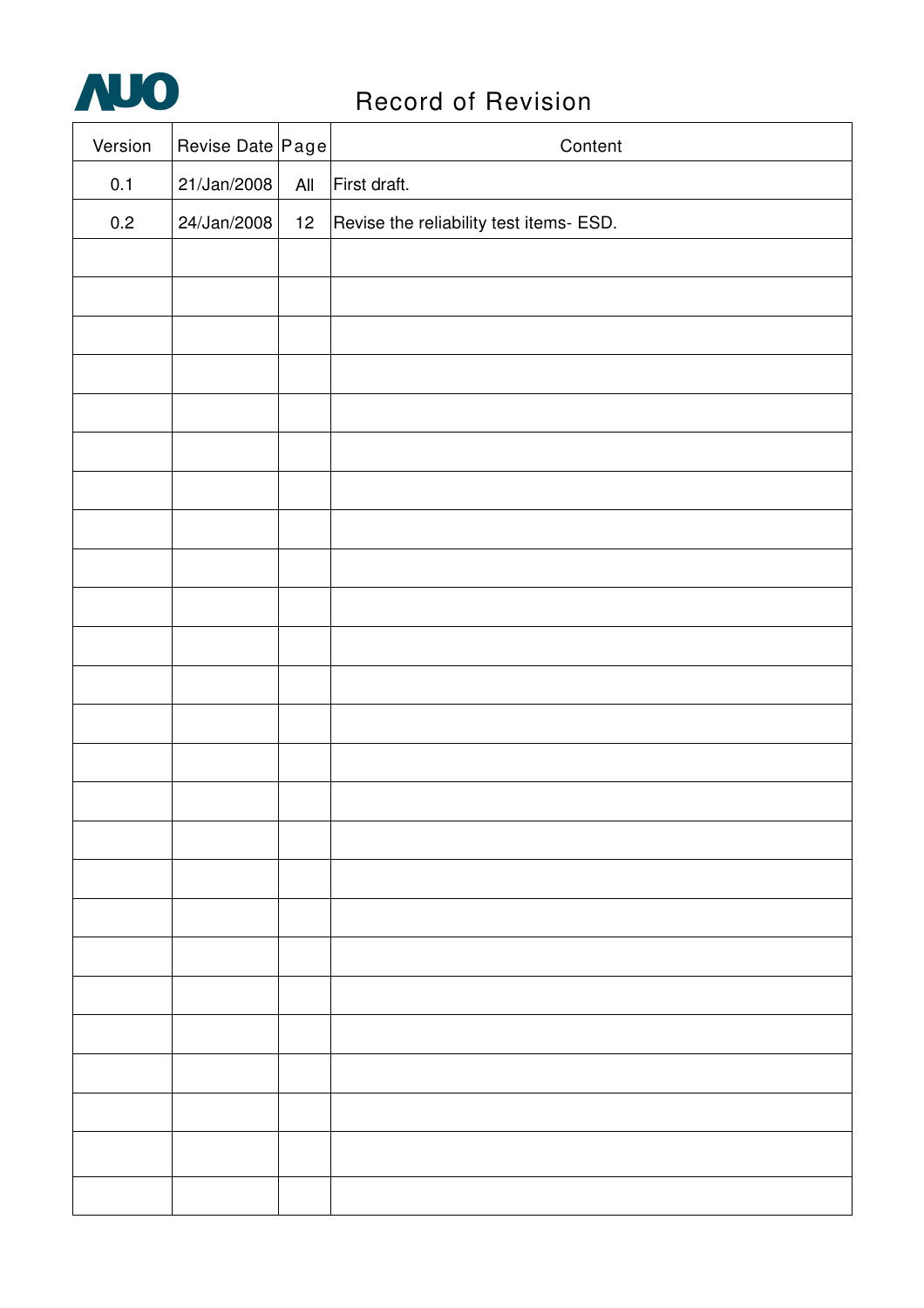# Record of Revision

| Version | Revise Date | Page | Content |
|---|---|---|---|
| 0.1 | 21/Jan/2008 | All | First draft. |
| 0.2 | 24/Jan/2008 | 12 | Revise the reliability test items- ESD. |
| | | | |
| | | | |
| | | | |
| | | | |
| | | | |
| | | | |
| | | | |
| | | | |
| | | | |
| | | | |
| | | | |
| | | | |
| | | | |
| | | | |
| | | | |
| | | | |
| | | | |
| | | | |
| | | | |
| | | | |
| | | | |
| | | | |
| | | | |
| | | | |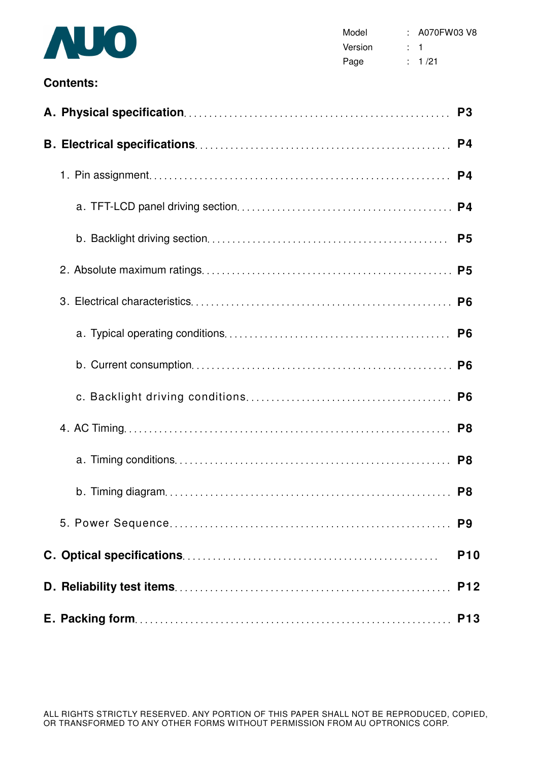**Contents:**

**A. Physical specification** .................................................... **P3**

**B. Electrical specifications** .................................................... **P4**

1. Pin assignment .................................................... **P4**

   a. TFT-LCD panel driving section .................................................... **P4**

   b. Backlight driving section .................................................... **P5**

2. Absolute maximum ratings .................................................... **P5**

3. Electrical characteristics .................................................... **P6**

   a. Typical operating conditions .................................................... **P6**

   b. Current consumption .................................................... **P6**

   c. Backlight driving conditions .................................................... **P6**

4. AC Timing .................................................... **P8**

   a. Timing conditions .................................................... **P8**

   b. Timing diagram .................................................... **P8**

5. Power Sequence .................................................... **P9**

**C. Optical specifications** .................................................... **P10**

**D. Reliability test items** .................................................... **P12**

**E. Packing form** .................................................... **P13**

ALL RIGHTS STRICTLY RESERVED. ANY PORTION OF THIS PAPER SHALL NOT BE REPRODUCED, COPIED, OR TRANSFORMED TO ANY OTHER FORMS WITHOUT PERMISSION FROM AU OPTRONICS CORP.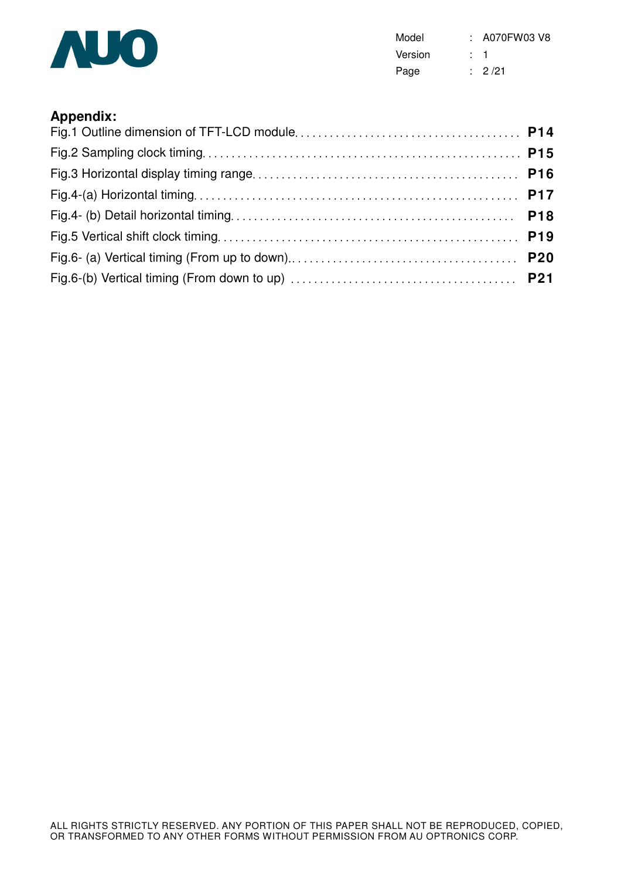## Appendix:

Fig.1 Outline dimension of TFT-LCD module....................................... **P14**

Fig.2 Sampling clock timing....................................................... **P15**

Fig.3 Horizontal display timing range............................................ **P16**

Fig.4-(a) Horizontal timing....................................................... **P17**

Fig.4- (b) Detail horizontal timing............................................... **P18**

Fig.5 Vertical shift clock timing.................................................. **P19**

Fig.6- (a) Vertical timing (From up to down)...................................... **P20**

Fig.6-(b) Vertical timing (From down to up) ...................................... **P21**

ALL RIGHTS STRICTLY RESERVED. ANY PORTION OF THIS PAPER SHALL NOT BE REPRODUCED, COPIED, OR TRANSFORMED TO ANY OTHER FORMS WITHOUT PERMISSION FROM AU OPTRONICS CORP.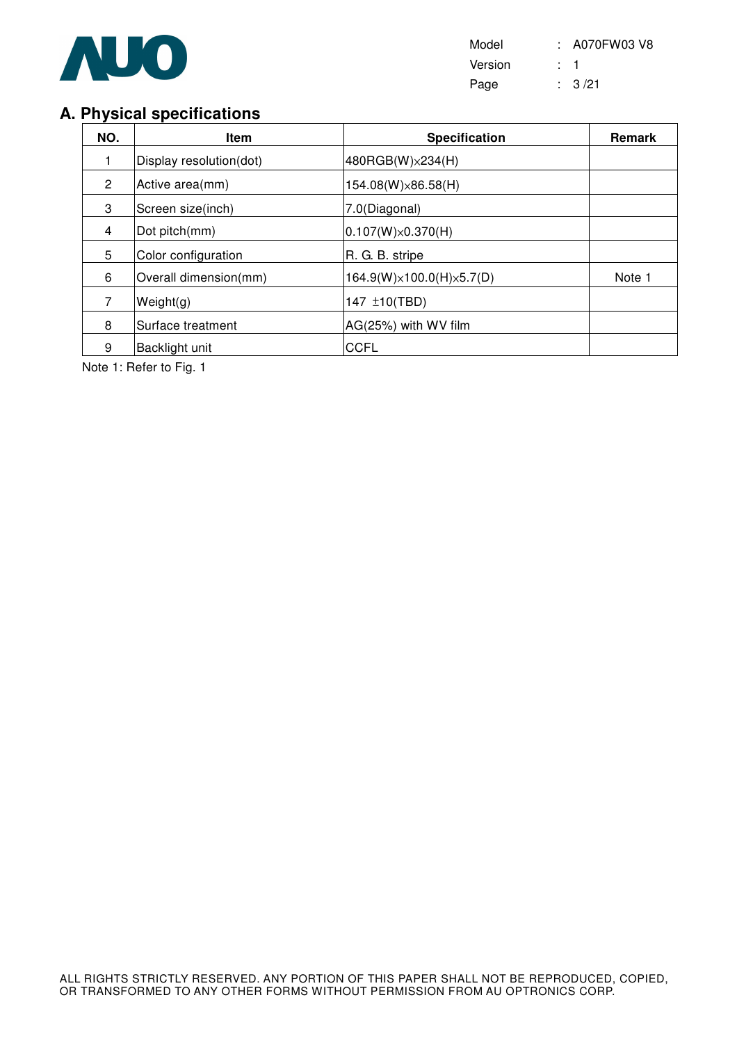## A. Physical specifications

| NO. | Item | Specification | Remark |
|---|---|---|---|
| 1 | Display resolution(dot) | 480RGB(W)×234(H) | |
| 2 | Active area(mm) | 154.08(W)×86.58(H) | |
| 3 | Screen size(inch) | 7.0(Diagonal) | |
| 4 | Dot pitch(mm) | 0.107(W)×0.370(H) | |
| 5 | Color configuration | R. G. B. stripe | |
| 6 | Overall dimension(mm) | 164.9(W)×100.0(H)×5.7(D) | Note 1 |
| 7 | Weight(g) | 147 ±10(TBD) | |
| 8 | Surface treatment | AG(25%) with WV film | |
| 9 | Backlight unit | CCFL | |

Note 1: Refer to Fig. 1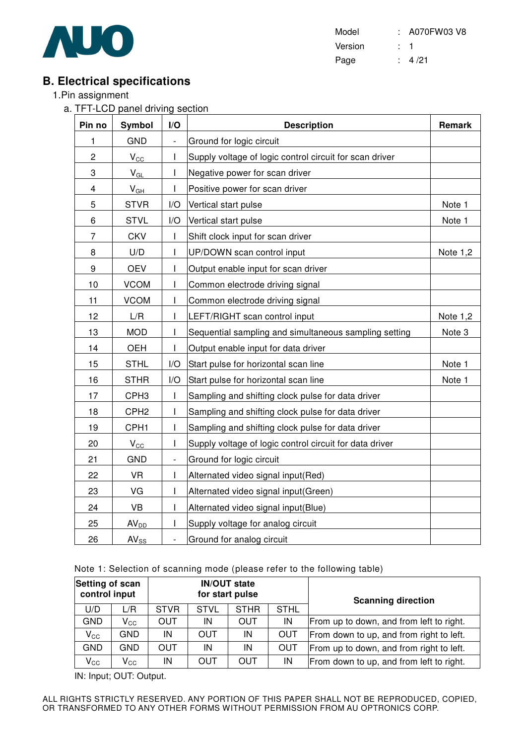## B. Electrical specifications

1.Pin assignment

a. TFT-LCD panel driving section

| Pin no | Symbol | I/O | Description | Remark |
|---|---|---|---|---|
| 1 | GND | - | Ground for logic circuit | |
| 2 | $V_{CC}$ | I | Supply voltage of logic control circuit for scan driver | |
| 3 | $V_{GL}$ | I | Negative power for scan driver | |
| 4 | $V_{GH}$ | I | Positive power for scan driver | |
| 5 | STVR | I/O | Vertical start pulse | Note 1 |
| 6 | STVL | I/O | Vertical start pulse | Note 1 |
| 7 | CKV | I | Shift clock input for scan driver | |
| 8 | U/D | I | UP/DOWN scan control input | Note 1,2 |
| 9 | OEV | I | Output enable input for scan driver | |
| 10 | VCOM | I | Common electrode driving signal | |
| 11 | VCOM | I | Common electrode driving signal | |
| 12 | L/R | I | LEFT/RIGHT scan control input | Note 1,2 |
| 13 | MOD | I | Sequential sampling and simultaneous sampling setting | Note 3 |
| 14 | OEH | I | Output enable input for data driver | |
| 15 | STHL | I/O | Start pulse for horizontal scan line | Note 1 |
| 16 | STHR | I/O | Start pulse for horizontal scan line | Note 1 |
| 17 | CPH3 | I | Sampling and shifting clock pulse for data driver | |
| 18 | CPH2 | I | Sampling and shifting clock pulse for data driver | |
| 19 | CPH1 | I | Sampling and shifting clock pulse for data driver | |
| 20 | $V_{CC}$ | I | Supply voltage of logic control circuit for data driver | |
| 21 | GND | - | Ground for logic circuit | |
| 22 | VR | I | Alternated video signal input(Red) | |
| 23 | VG | I | Alternated video signal input(Green) | |
| 24 | VB | I | Alternated video signal input(Blue) | |
| 25 | $AV_{DD}$ | I | Supply voltage for analog circuit | |
| 26 | $AV_{SS}$ | - | Ground for analog circuit | |

Note 1: Selection of scanning mode (please refer to the following table)

| Setting of scan control input | | IN/OUT state for start pulse | | | | Scanning direction |
|---|---|---|---|---|---|---|
| U/D | L/R | STVR | STVL | STHR | STHL | |
| GND | $V_{CC}$ | OUT | IN | OUT | IN | From up to down, and from left to right. |
| $V_{CC}$ | GND | IN | OUT | IN | OUT | From down to up, and from right to left. |
| GND | GND | OUT | IN | IN | OUT | From up to down, and from right to left. |
| $V_{CC}$ | $V_{CC}$ | IN | OUT | OUT | IN | From down to up, and from left to right. |

IN: Input; OUT: Output.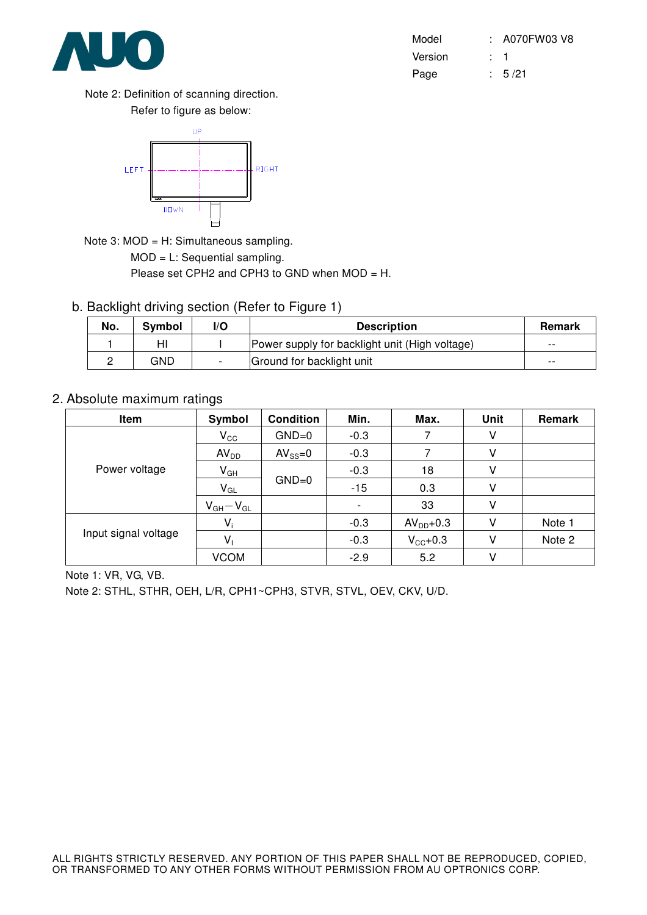Note 2: Definition of scanning direction.

Refer to figure as below:

UP

LEFT RIGHT

DOWN

Note 3: MOD = H: Simultaneous sampling.

MOD = L: Sequential sampling.

Please set CPH2 and CPH3 to GND when MOD = H.

b. Backlight driving section (Refer to Figure 1)

| No. | Symbol | I/O | Description | Remark |
|---|---|---|---|---|
| 1 | HI | I | Power supply for backlight unit (High voltage) | -- |
| 2 | GND | - | Ground for backlight unit | -- |

## 2. Absolute maximum ratings

| Item | Symbol | Condition | Min. | Max. | Unit | Remark |
|---|---|---|---|---|---|---|
| Power voltage | $V_{CC}$ | GND=0 | -0.3 | 7 | V | |
| | $AV_{DD}$ | $AV_{SS}$=0 | -0.3 | 7 | V | |
| | $V_{GH}$ | GND=0 | -0.3 | 18 | V | |
| | $V_{GL}$ | | -15 | 0.3 | V | |
| | $V_{GH}-V_{GL}$ | | - | 33 | V | |
| Input signal voltage | $V_i$ | | -0.3 | $AV_{DD}$+0.3 | V | Note 1 |
| | $V_I$ | | -0.3 | $V_{CC}$+0.3 | V | Note 2 |
| | VCOM | | -2.9 | 5.2 | V | |

Note 1: VR, VG, VB.

Note 2: STHL, STHR, OEH, L/R, CPH1~CPH3, STVR, STVL, OEV, CKV, U/D.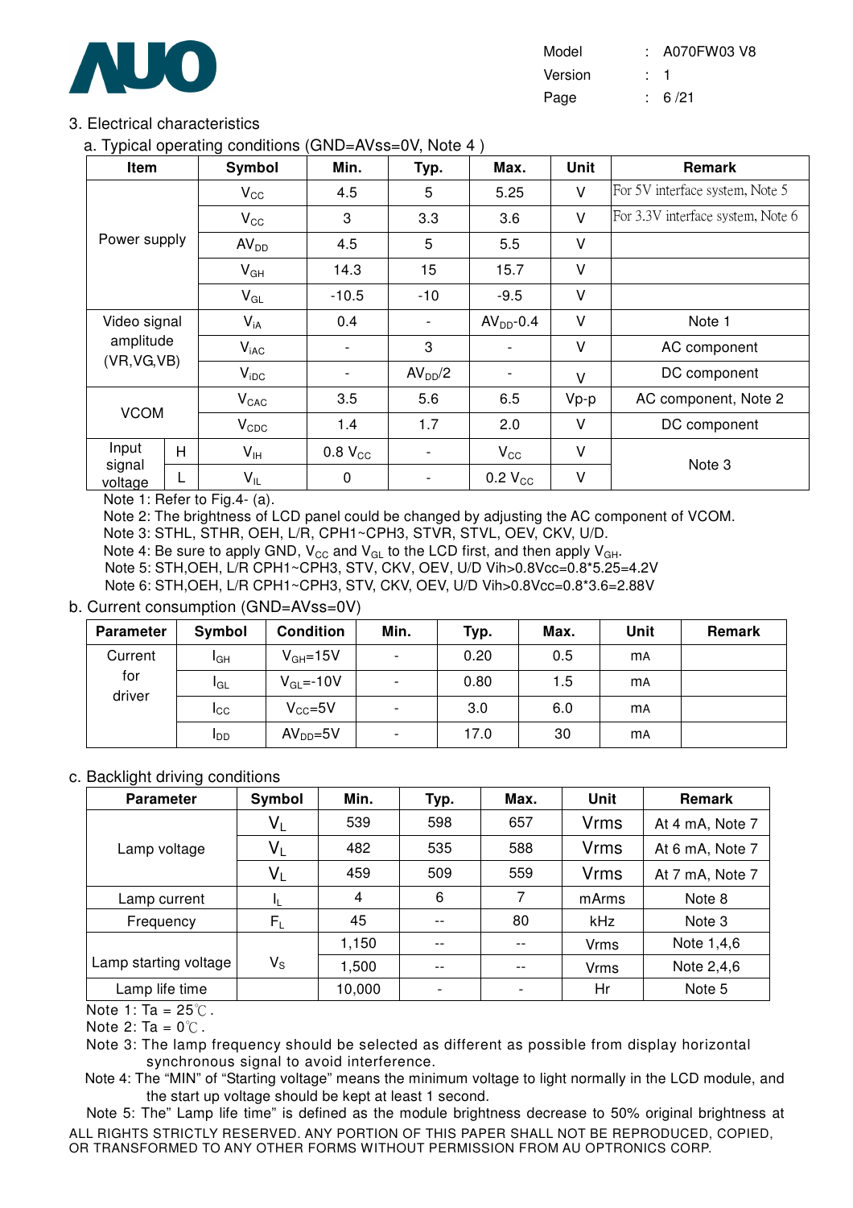## 3. Electrical characteristics

a. Typical operating conditions (GND=AVss=0V, Note 4 )

| Item | | Symbol | Min. | Typ. | Max. | Unit | Remark |
|---|---|---|---|---|---|---|---|
| Power supply | | $V_{CC}$ | 4.5 | 5 | 5.25 | V | For 5V interface system, Note 5 |
| | | $V_{CC}$ | 3 | 3.3 | 3.6 | V | For 3.3V interface system, Note 6 |
| | | $AV_{DD}$ | 4.5 | 5 | 5.5 | V | |
| | | $V_{GH}$ | 14.3 | 15 | 15.7 | V | |
| | | $V_{GL}$ | -10.5 | -10 | -9.5 | V | |
| Video signal amplitude (VR,VG,VB) | | $V_{iA}$ | 0.4 | - | $AV_{DD}$-0.4 | V | Note 1 |
| | | $V_{iAC}$ | - | 3 | - | V | AC component |
| | | $V_{iDC}$ | - | $AV_{DD}/2$ | - | V | DC component |
| VCOM | | $V_{CAC}$ | 3.5 | 5.6 | 6.5 | Vp-p | AC component, Note 2 |
| | | $V_{CDC}$ | 1.4 | 1.7 | 2.0 | V | DC component |
| Input signal voltage | H | $V_{IH}$ | 0.8 $V_{CC}$ | - | $V_{CC}$ | V | Note 3 |
| | L | $V_{IL}$ | 0 | - | 0.2 $V_{CC}$ | V | |

Note 1: Refer to Fig.4- (a).
Note 2: The brightness of LCD panel could be changed by adjusting the AC component of VCOM.
Note 3: STHL, STHR, OEH, L/R, CPH1~CPH3, STVR, STVL, OEV, CKV, U/D.
Note 4: Be sure to apply GND, $V_{CC}$ and $V_{GL}$ to the LCD first, and then apply $V_{GH}$.
Note 5: STH,OEH, L/R CPH1~CPH3, STV, CKV, OEV, U/D Vih>0.8Vcc=0.8*5.25=4.2V
Note 6: STH,OEH, L/R CPH1~CPH3, STV, CKV, OEV, U/D Vih>0.8Vcc=0.8*3.6=2.88V

b. Current consumption (GND=AVss=0V)

| Parameter | Symbol | Condition | Min. | Typ. | Max. | Unit | Remark |
|---|---|---|---|---|---|---|---|
| Current for driver | $I_{GH}$ | $V_{GH}$=15V | - | 0.20 | 0.5 | mA | |
| | $I_{GL}$ | $V_{GL}$=-10V | - | 0.80 | 1.5 | mA | |
| | $I_{CC}$ | $V_{CC}$=5V | - | 3.0 | 6.0 | mA | |
| | $I_{DD}$ | $AV_{DD}$=5V | - | 17.0 | 30 | mA | |

c. Backlight driving conditions

| Parameter | Symbol | Min. | Typ. | Max. | Unit | Remark |
|---|---|---|---|---|---|---|
| Lamp voltage | $V_L$ | 539 | 598 | 657 | Vrms | At 4 mA, Note 7 |
| | $V_L$ | 482 | 535 | 588 | Vrms | At 6 mA, Note 7 |
| | $V_L$ | 459 | 509 | 559 | Vrms | At 7 mA, Note 7 |
| Lamp current | $I_L$ | 4 | 6 | 7 | mArms | Note 8 |
| Frequency | $F_L$ | 45 | -- | 80 | kHz | Note 3 |
| Lamp starting voltage | $V_S$ | 1,150 | -- | -- | Vrms | Note 1,4,6 |
| | | 1,500 | -- | -- | Vrms | Note 2,4,6 |
| Lamp life time | | 10,000 | - | - | Hr | Note 5 |

Note 1: Ta = 25℃.
Note 2: Ta = 0℃.
Note 3: The lamp frequency should be selected as different as possible from display horizontal synchronous signal to avoid interference.
Note 4: The "MIN" of "Starting voltage" means the minimum voltage to light normally in the LCD module, and the start up voltage should be kept at least 1 second.
Note 5: The" Lamp life time" is defined as the module brightness decrease to 50% original brightness at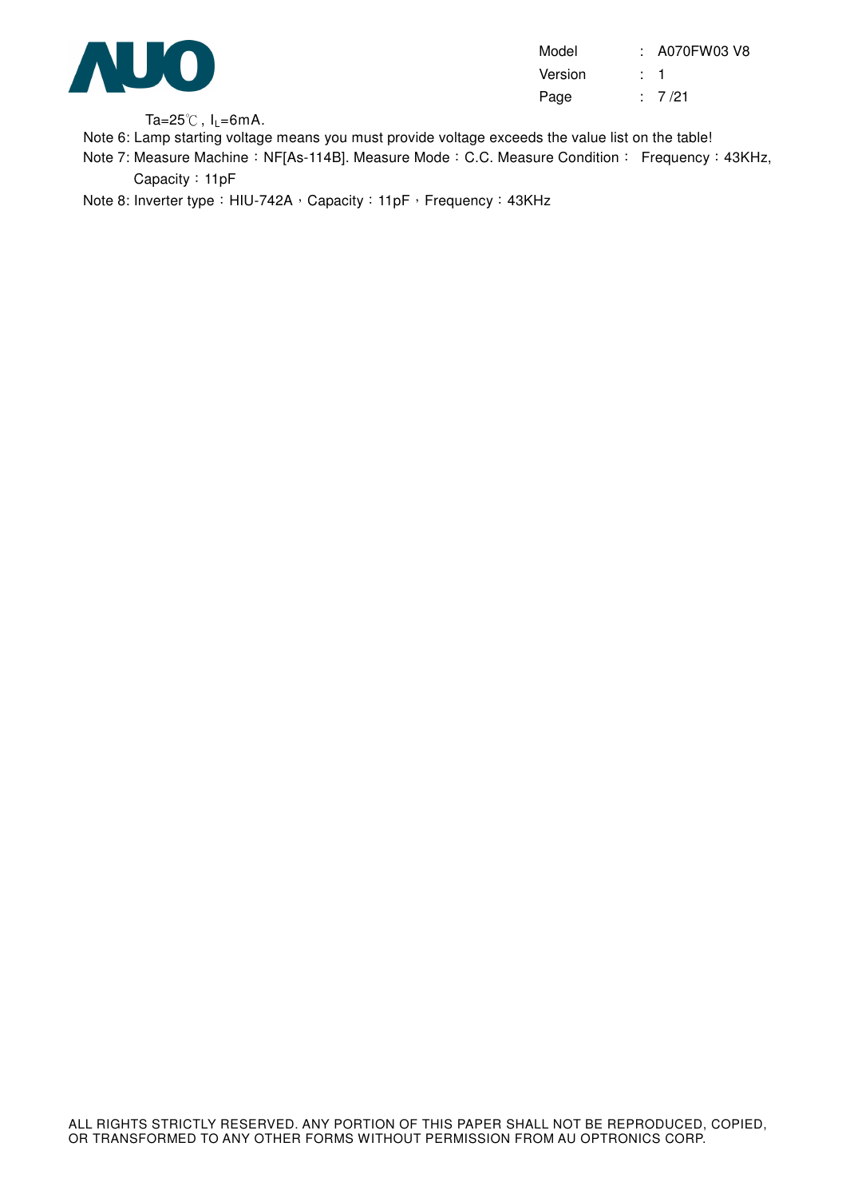Ta=25℃ , $I_L$=6mA.

Note 6: Lamp starting voltage means you must provide voltage exceeds the value list on the table!

Note 7: Measure Machine：NF[As-114B]. Measure Mode：C.C. Measure Condition： Frequency：43KHz, Capacity：11pF

Note 8: Inverter type：HIU-742A，Capacity：11pF，Frequency：43KHz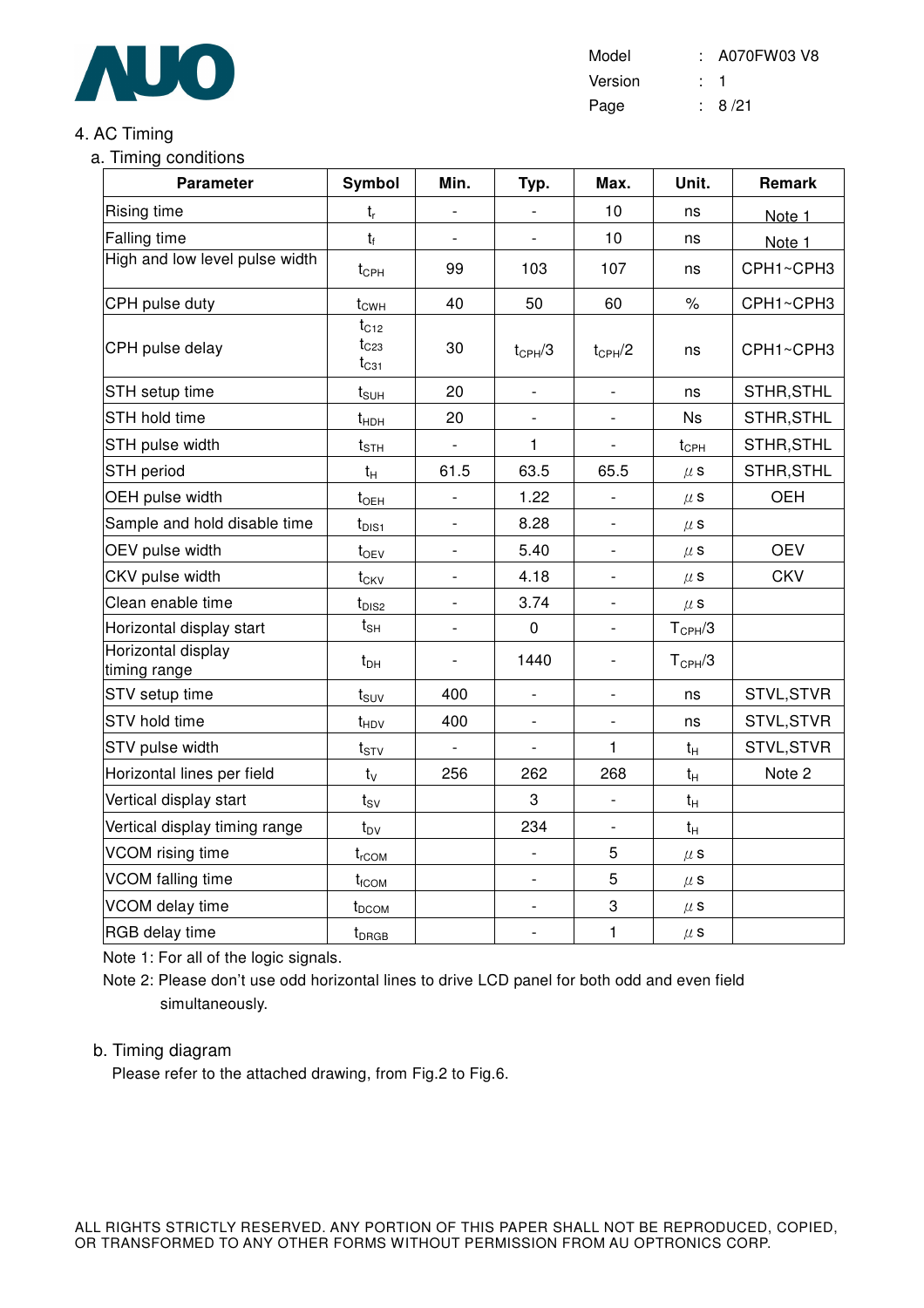## 4. AC Timing

### a. Timing conditions

| Parameter | Symbol | Min. | Typ. | Max. | Unit. | Remark |
|---|---|---|---|---|---|---|
| Rising time | $t_r$ | - | - | 10 | ns | Note 1 |
| Falling time | $t_f$ | - | - | 10 | ns | Note 1 |
| High and low level pulse width | $t_{CPH}$ | 99 | 103 | 107 | ns | CPH1~CPH3 |
| CPH pulse duty | $t_{CWH}$ | 40 | 50 | 60 | % | CPH1~CPH3 |
| CPH pulse delay | $t_{C12}$ $t_{C23}$ $t_{C31}$ | 30 | $t_{CPH}/3$ | $t_{CPH}/2$ | ns | CPH1~CPH3 |
| STH setup time | $t_{SUH}$ | 20 | - | - | ns | STHR,STHL |
| STH hold time | $t_{HDH}$ | 20 | - | - | Ns | STHR,STHL |
| STH pulse width | $t_{STH}$ | - | 1 | - | $t_{CPH}$ | STHR,STHL |
| STH period | $t_H$ | 61.5 | 63.5 | 65.5 | $\mu$s | STHR,STHL |
| OEH pulse width | $t_{OEH}$ | - | 1.22 | - | $\mu$s | OEH |
| Sample and hold disable time | $t_{DIS1}$ | - | 8.28 | - | $\mu$s | |
| OEV pulse width | $t_{OEV}$ | - | 5.40 | - | $\mu$s | OEV |
| CKV pulse width | $t_{CKV}$ | - | 4.18 | - | $\mu$s | CKV |
| Clean enable time | $t_{DIS2}$ | - | 3.74 | - | $\mu$s | |
| Horizontal display start | $t_{SH}$ | - | 0 | - | $T_{CPH}/3$ | |
| Horizontal display timing range | $t_{DH}$ | - | 1440 | - | $T_{CPH}/3$ | |
| STV setup time | $t_{SUV}$ | 400 | - | - | ns | STVL,STVR |
| STV hold time | $t_{HDV}$ | 400 | - | - | ns | STVL,STVR |
| STV pulse width | $t_{STV}$ | - | - | 1 | $t_H$ | STVL,STVR |
| Horizontal lines per field | $t_V$ | 256 | 262 | 268 | $t_H$ | Note 2 |
| Vertical display start | $t_{SV}$ | | 3 | - | $t_H$ | |
| Vertical display timing range | $t_{DV}$ | | 234 | - | $t_H$ | |
| VCOM rising time | $t_{rCOM}$ | | - | 5 | $\mu$s | |
| VCOM falling time | $t_{fCOM}$ | | - | 5 | $\mu$s | |
| VCOM delay time | $t_{DCOM}$ | | - | 3 | $\mu$s | |
| RGB delay time | $t_{DRGB}$ | | - | 1 | $\mu$s | |

Note 1: For all of the logic signals.

Note 2: Please don't use odd horizontal lines to drive LCD panel for both odd and even field simultaneously.

### b. Timing diagram

Please refer to the attached drawing, from Fig.2 to Fig.6.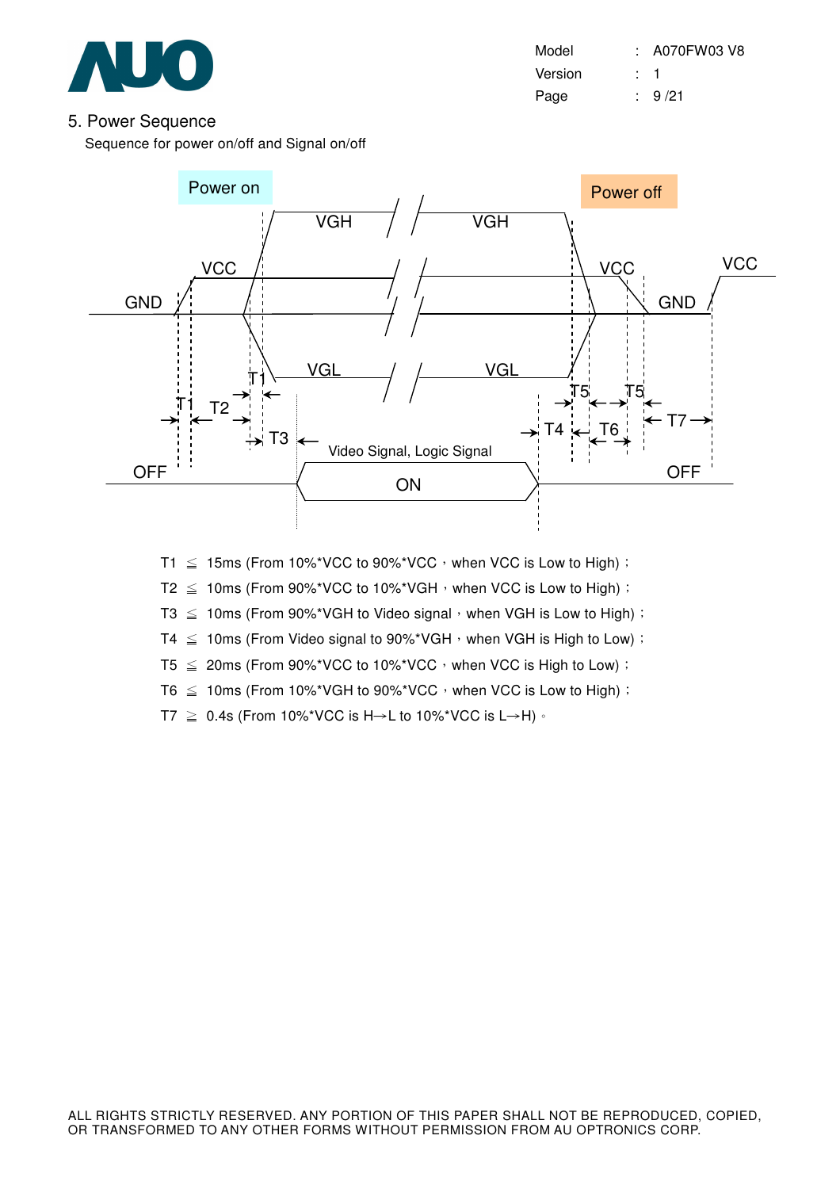## 5. Power Sequence

Sequence for power on/off and Signal on/off

T1 ≦ 15ms (From 10%*VCC to 90%*VCC，when VCC is Low to High)；

T2 ≦ 10ms (From 90%*VCC to 10%*VGH，when VCC is Low to High)；

T3 ≦ 10ms (From 90%*VGH to Video signal，when VGH is Low to High)；

T4 ≦ 10ms (From Video signal to 90%*VGH，when VGH is High to Low)；

T5 ≦ 20ms (From 90%*VCC to 10%*VCC，when VCC is High to Low)；

T6 ≦ 10ms (From 10%*VGH to 90%*VCC，when VCC is Low to High)；

T7 ≧ 0.4s (From 10%*VCC is H→L to 10%*VCC is L→H)。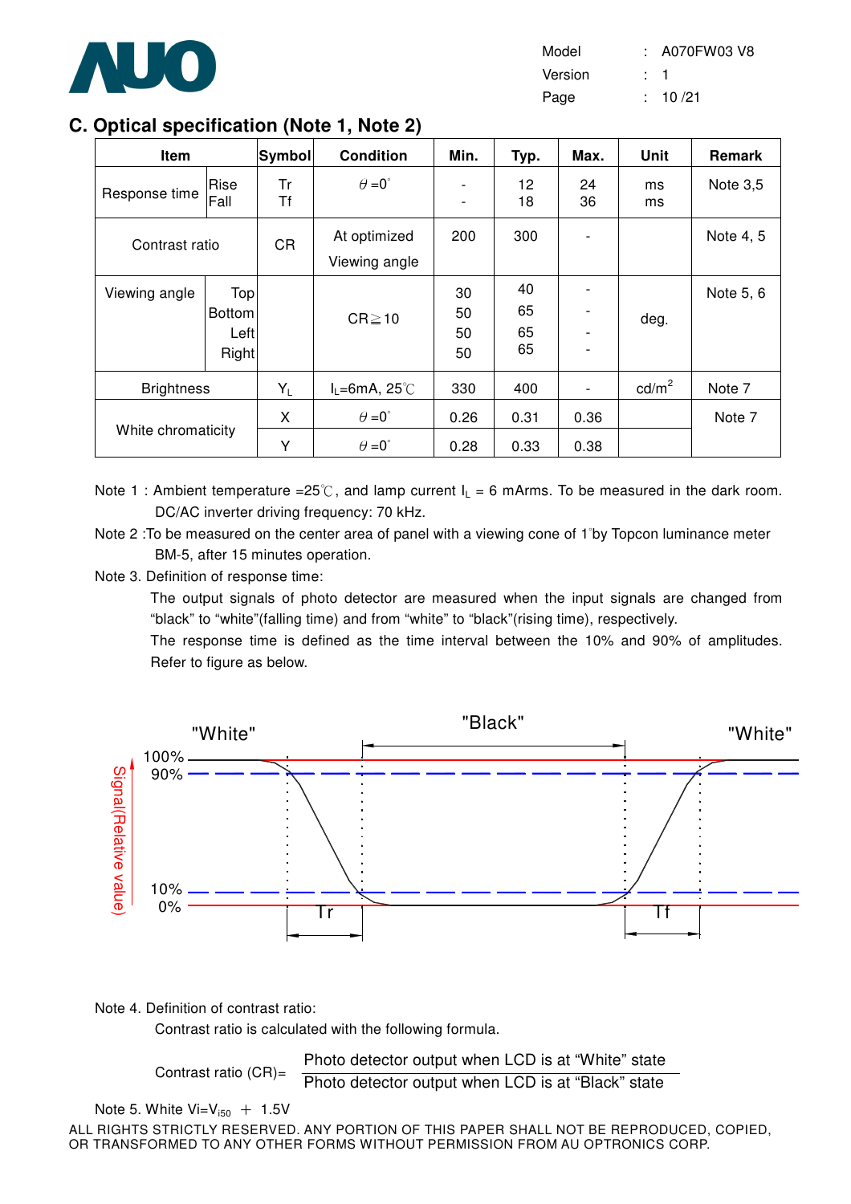## C. Optical specification (Note 1, Note 2)

| Item | | Symbol | Condition | Min. | Typ. | Max. | Unit | Remark |
|---|---|---|---|---|---|---|---|---|
| Response time | Rise<br>Fall | Tr<br>Tf | $\theta$=0° | -<br>- | 12<br>18 | 24<br>36 | ms<br>ms | Note 3,5 |
| Contrast ratio | | CR | At optimized Viewing angle | 200 | 300 | - | | Note 4, 5 |
| Viewing angle | Top<br>Bottom<br>Left<br>Right | | CR≧10 | 30<br>50<br>50<br>50 | 40<br>65<br>65<br>65 | -<br>-<br>-<br>- | deg. | Note 5, 6 |
| Brightness | | $Y_L$ | $I_L$=6mA, 25℃ | 330 | 400 | - | cd/m$^2$ | Note 7 |
| White chromaticity | | X | $\theta$=0° | 0.26 | 0.31 | 0.36 | | Note 7 |
| | | Y | $\theta$=0° | 0.28 | 0.33 | 0.38 | | |

Note 1 : Ambient temperature =25℃, and lamp current $I_L$ = 6 mArms. To be measured in the dark room. DC/AC inverter driving frequency: 70 kHz.

Note 2 :To be measured on the center area of panel with a viewing cone of 1°by Topcon luminance meter BM-5, after 15 minutes operation.

Note 3. Definition of response time:

The output signals of photo detector are measured when the input signals are changed from "black" to "white"(falling time) and from "white" to "black"(rising time), respectively.

The response time is defined as the time interval between the 10% and 90% of amplitudes. Refer to figure as below.

"White" "Black" "White"

100% 90% 10% 0%

Signal(Relative value)

Tr Tf

Note 4. Definition of contrast ratio:

Contrast ratio is calculated with the following formula.

$$\text{Contrast ratio (CR)=}\frac{\text{Photo detector output when LCD is at "White" state}}{\text{Photo detector output when LCD is at "Black" state}}$$

Note 5. White Vi=$V_{i50}$ ＋ 1.5V

ALL RIGHTS STRICTLY RESERVED. ANY PORTION OF THIS PAPER SHALL NOT BE REPRODUCED, COPIED, OR TRANSFORMED TO ANY OTHER FORMS WITHOUT PERMISSION FROM AU OPTRONICS CORP.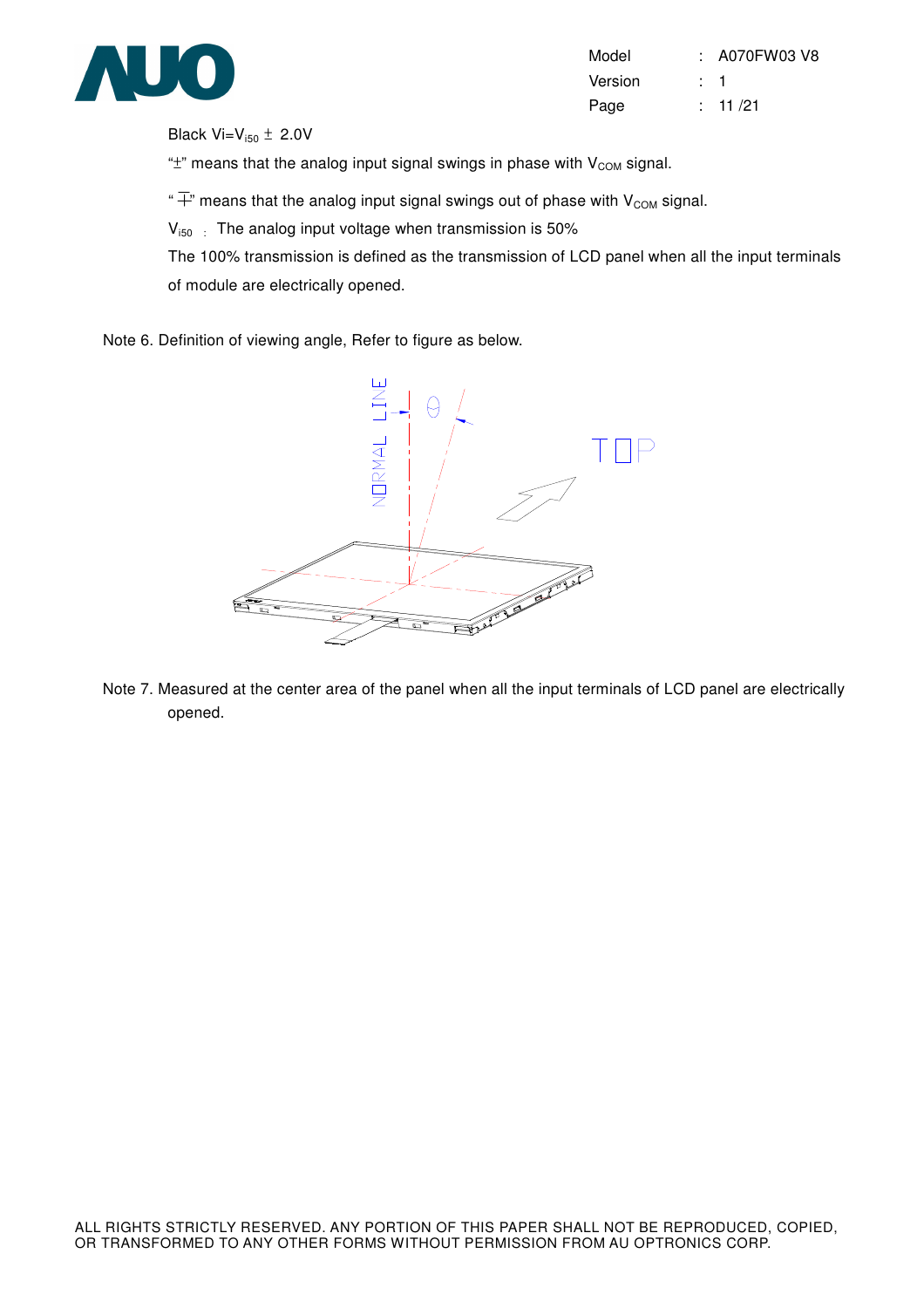Black Vi=$V_{i50}$ ± 2.0V

"±" means that the analog input signal swings in phase with $V_{COM}$ signal.

"∓" means that the analog input signal swings out of phase with $V_{COM}$ signal.

$V_{i50}$ : The analog input voltage when transmission is 50%

The 100% transmission is defined as the transmission of LCD panel when all the input terminals of module are electrically opened.

Note 6. Definition of viewing angle, Refer to figure as below.

Note 7. Measured at the center area of the panel when all the input terminals of LCD panel are electrically opened.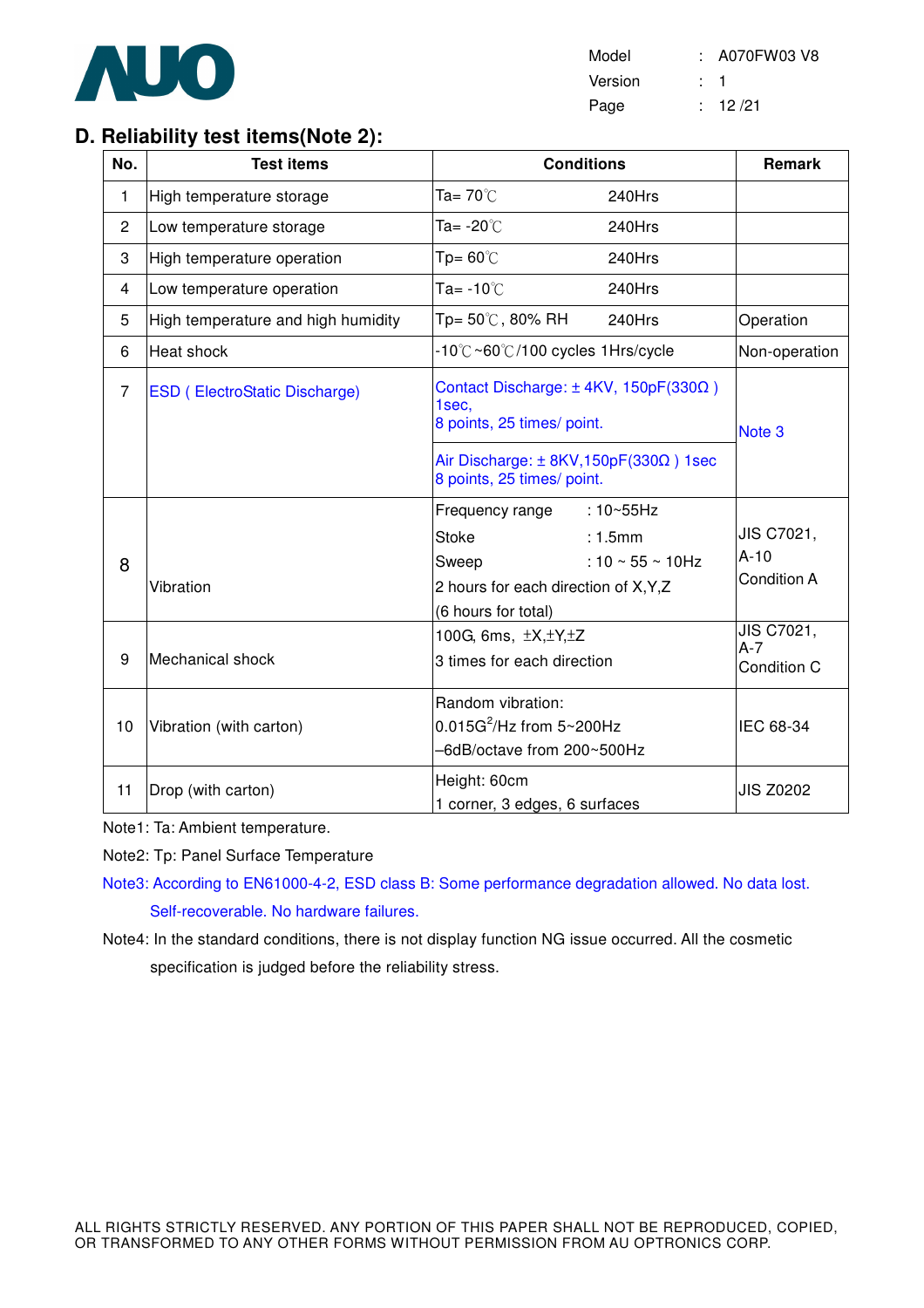## D. Reliability test items(Note 2):

| No. | Test items | Conditions | Remark |
|---|---|---|---|
| 1 | High temperature storage | Ta= 70℃ 240Hrs | |
| 2 | Low temperature storage | Ta= -20℃ 240Hrs | |
| 3 | High temperature operation | Tp= 60℃ 240Hrs | |
| 4 | Low temperature operation | Ta= -10℃ 240Hrs | |
| 5 | High temperature and high humidity | Tp= 50℃, 80% RH 240Hrs | Operation |
| 6 | Heat shock | -10℃~60℃/100 cycles 1Hrs/cycle | Non-operation |
| 7 | ESD ( ElectroStatic Discharge) | Contact Discharge: ± 4KV, 150pF(330Ω ) 1sec, 8 points, 25 times/ point.<br>Air Discharge: ± 8KV,150pF(330Ω ) 1sec 8 points, 25 times/ point. | Note 3 |
| 8 | Vibration | Frequency range : 10~55Hz<br>Stoke : 1.5mm<br>Sweep : 10 ~ 55 ~ 10Hz<br>2 hours for each direction of X,Y,Z<br>(6 hours for total) | JIS C7021, A-10 Condition A |
| 9 | Mechanical shock | 100G, 6ms, ±X,±Y,±Z<br>3 times for each direction | JIS C7021, A-7 Condition C |
| 10 | Vibration (with carton) | Random vibration:<br>$0.015G^2$/Hz from 5~200Hz<br>–6dB/octave from 200~500Hz | IEC 68-34 |
| 11 | Drop (with carton) | Height: 60cm<br>1 corner, 3 edges, 6 surfaces | JIS Z0202 |

Note1: Ta: Ambient temperature.

Note2: Tp: Panel Surface Temperature

Note3: According to EN61000-4-2, ESD class B: Some performance degradation allowed. No data lost. Self-recoverable. No hardware failures.

Note4: In the standard conditions, there is not display function NG issue occurred. All the cosmetic specification is judged before the reliability stress.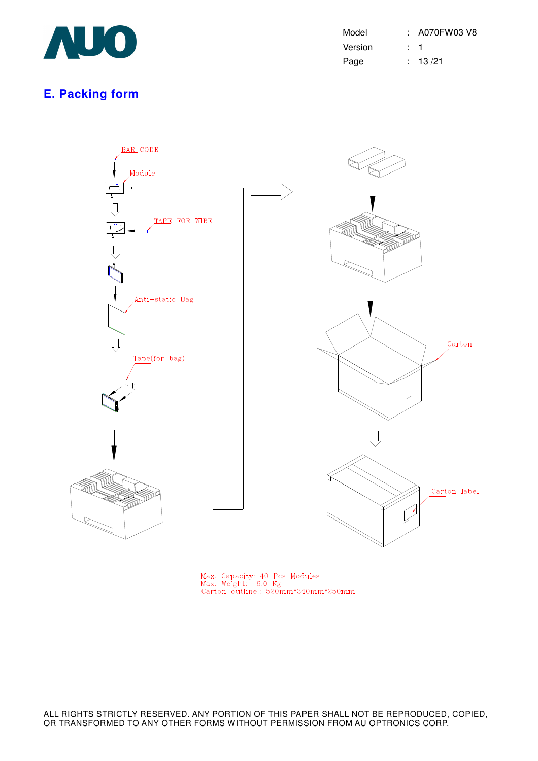## E. Packing form

BAR CODE

Module

TAPE FOR WIRE

Anti-static Bag

Tape(for bag)

Carton

Carton label

Max. Capacity: 40 Pcs Modules
Max. Weight: 9.0 Kg
Carton outline.: 520mm*340mm*250mm

ALL RIGHTS STRICTLY RESERVED. ANY PORTION OF THIS PAPER SHALL NOT BE REPRODUCED, COPIED, OR TRANSFORMED TO ANY OTHER FORMS WITHOUT PERMISSION FROM AU OPTRONICS CORP.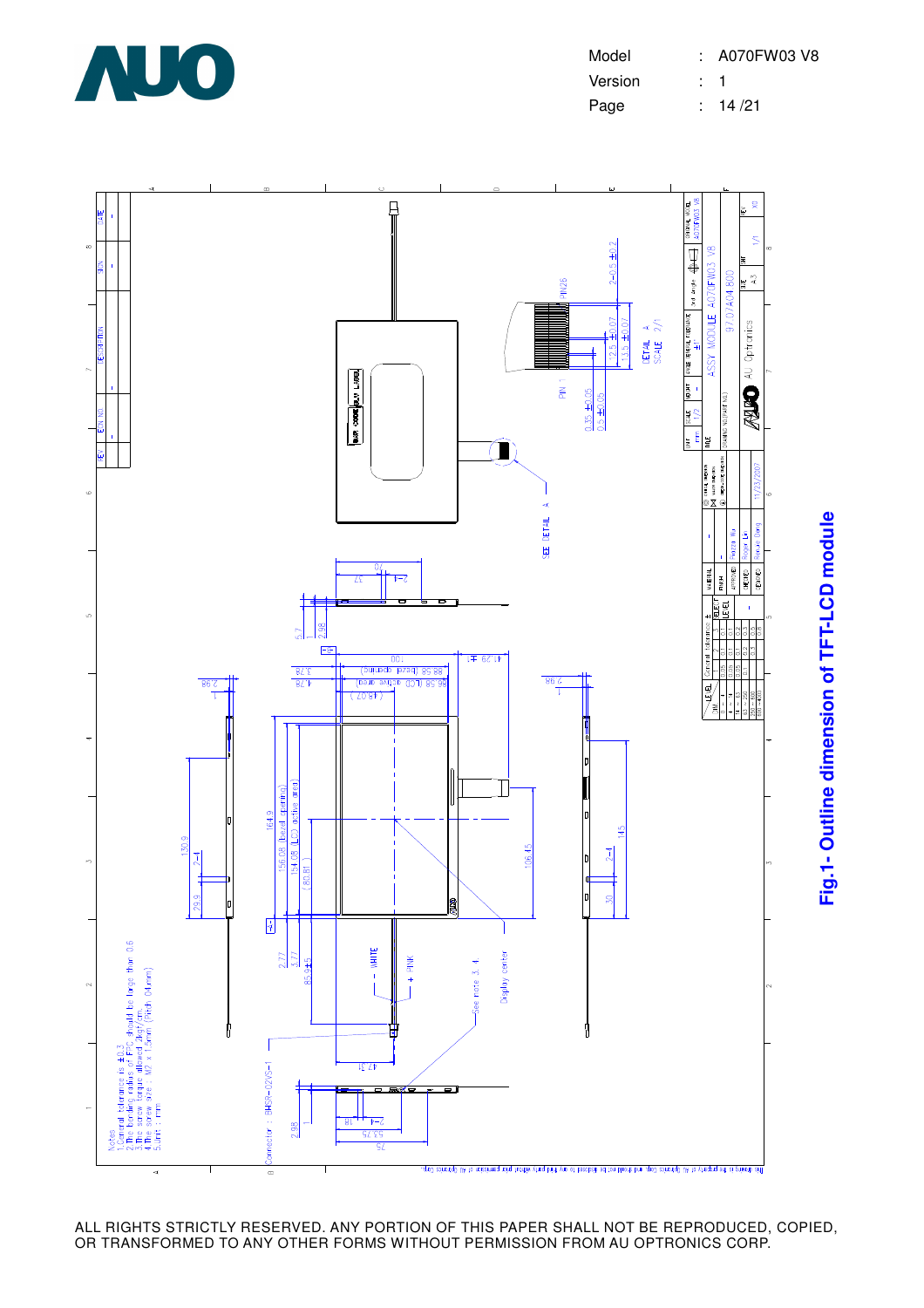Notes:
1. General tolerance is ±0.3
2. The bending radius of FPC should be large than 0.6
3. The screw torque allowed 2kgf/cm
4. The screw size : M2 x 1.5mm (Pitch 0.4mm)
5. Unit : mm

**Fig.1- Outline dimension of TFT-LCD module**

ALL RIGHTS STRICTLY RESERVED. ANY PORTION OF THIS PAPER SHALL NOT BE REPRODUCED, COPIED, OR TRANSFORMED TO ANY OTHER FORMS WITHOUT PERMISSION FROM AU OPTRONICS CORP.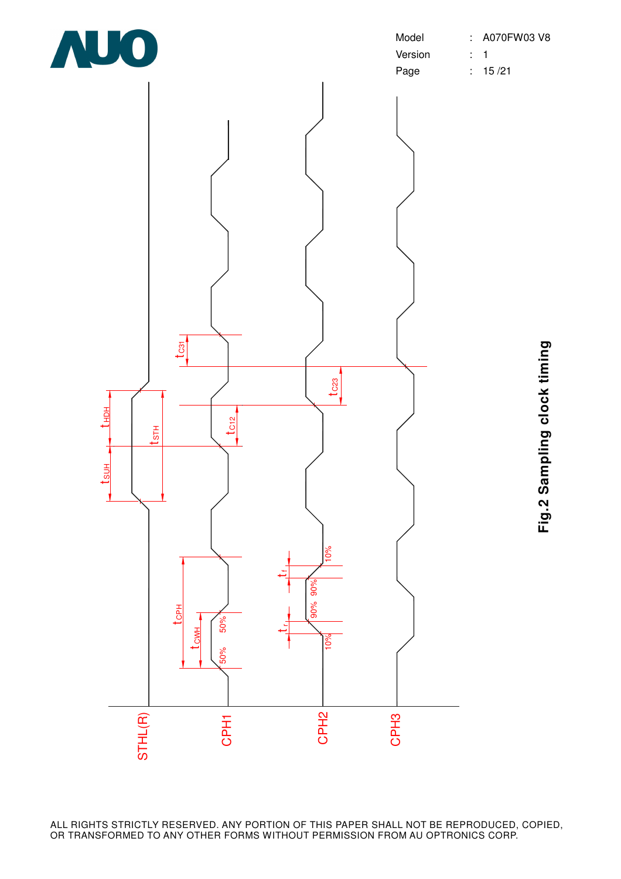Fig.2 Sampling clock timing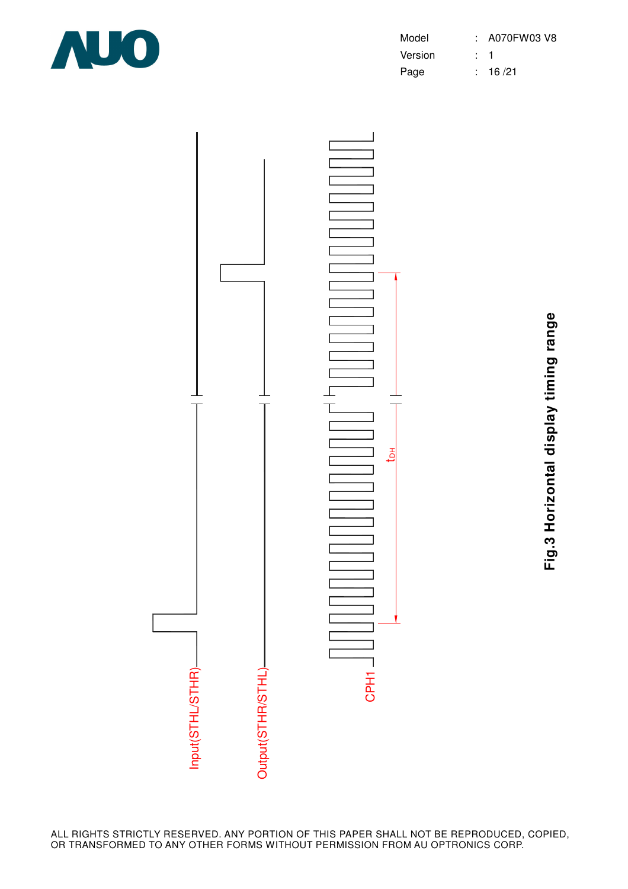Input(STHL/STHR)

Output(STHR/STHL)

CPH1

$t_{DH}$

**Fig.3 Horizontal display timing range**

ALL RIGHTS STRICTLY RESERVED. ANY PORTION OF THIS PAPER SHALL NOT BE REPRODUCED, COPIED, OR TRANSFORMED TO ANY OTHER FORMS WITHOUT PERMISSION FROM AU OPTRONICS CORP.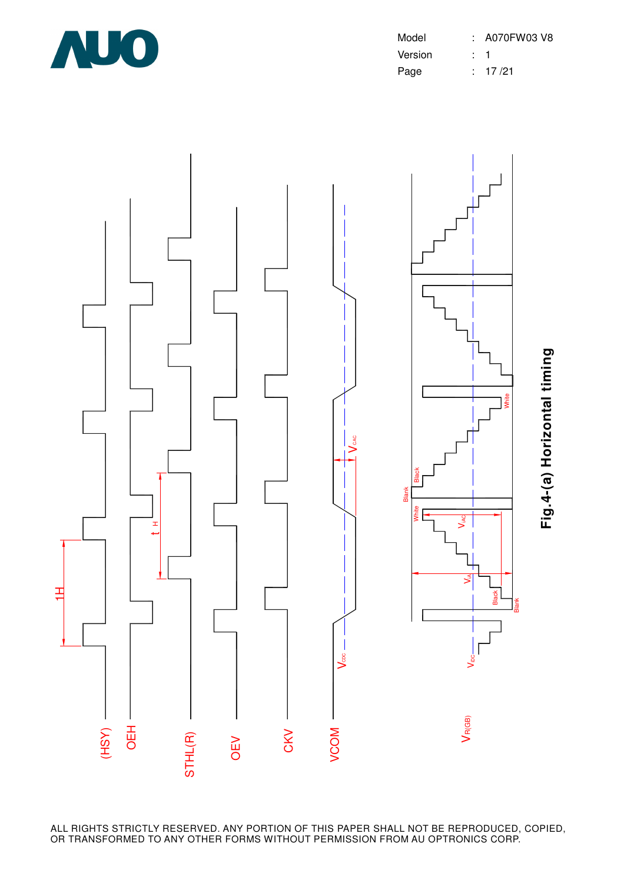Fig.4-(a) Horizontal timing

(HSY)

OEH

STHL(R)

OEV

CKV

VCOM

$V_{R(GB)}$

1H

$t_H$

$V_{CDC}$

$V_{CAC}$

$V_{IDC}$

$V_{IA}$

$V_{IAC}$

Blank

Black

White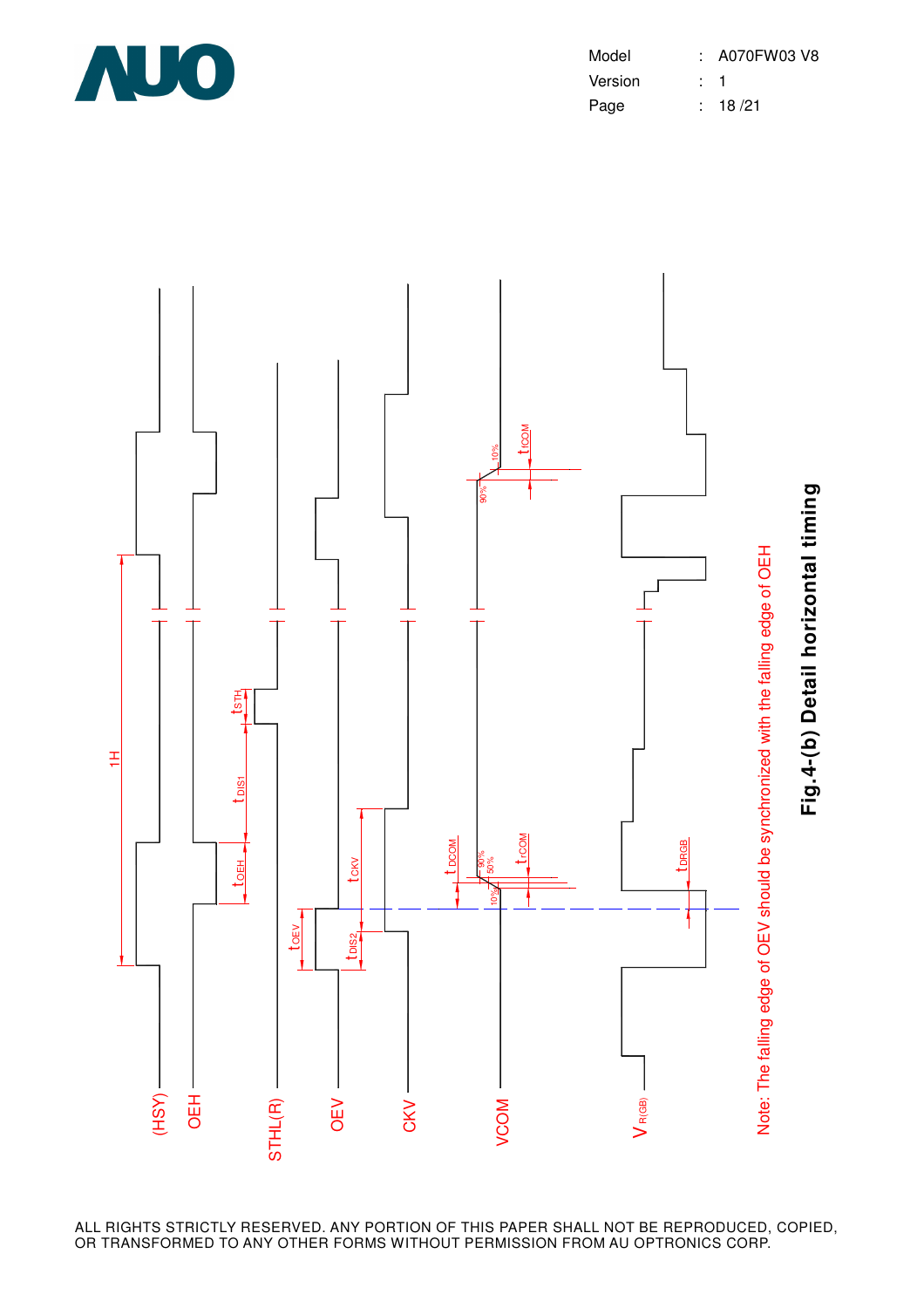(HSY)

OEH

STHL(R)

OEV

CKV

VCOM

$V_{R(GB)}$

1H

$t_{STH}$

$t_{DIS1}$

$t_{OEH}$

$t_{OEV}$

$t_{DIS2}$

$t_{CKV}$

$t_{DCOM}$

$t_{rCOM}$

$t_{fCOM}$

$t_{DRGB}$

90%

50%

10%

Note: The falling edge of OEV should be synchronized with the falling edge of OEH

**Fig.4-(b) Detail horizontal timing**

ALL RIGHTS STRICTLY RESERVED. ANY PORTION OF THIS PAPER SHALL NOT BE REPRODUCED, COPIED, OR TRANSFORMED TO ANY OTHER FORMS WITHOUT PERMISSION FROM AU OPTRONICS CORP.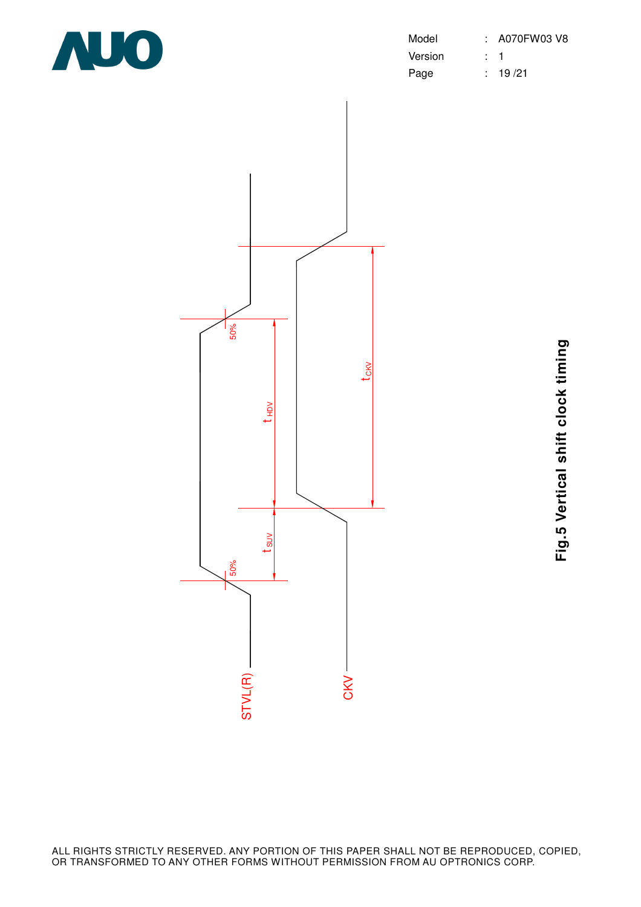STVL(R)

CKV

50%

50%

$t_{HDV}$

$t_{SUV}$

$t_{CKV}$

**Fig.5 Vertical shift clock timing**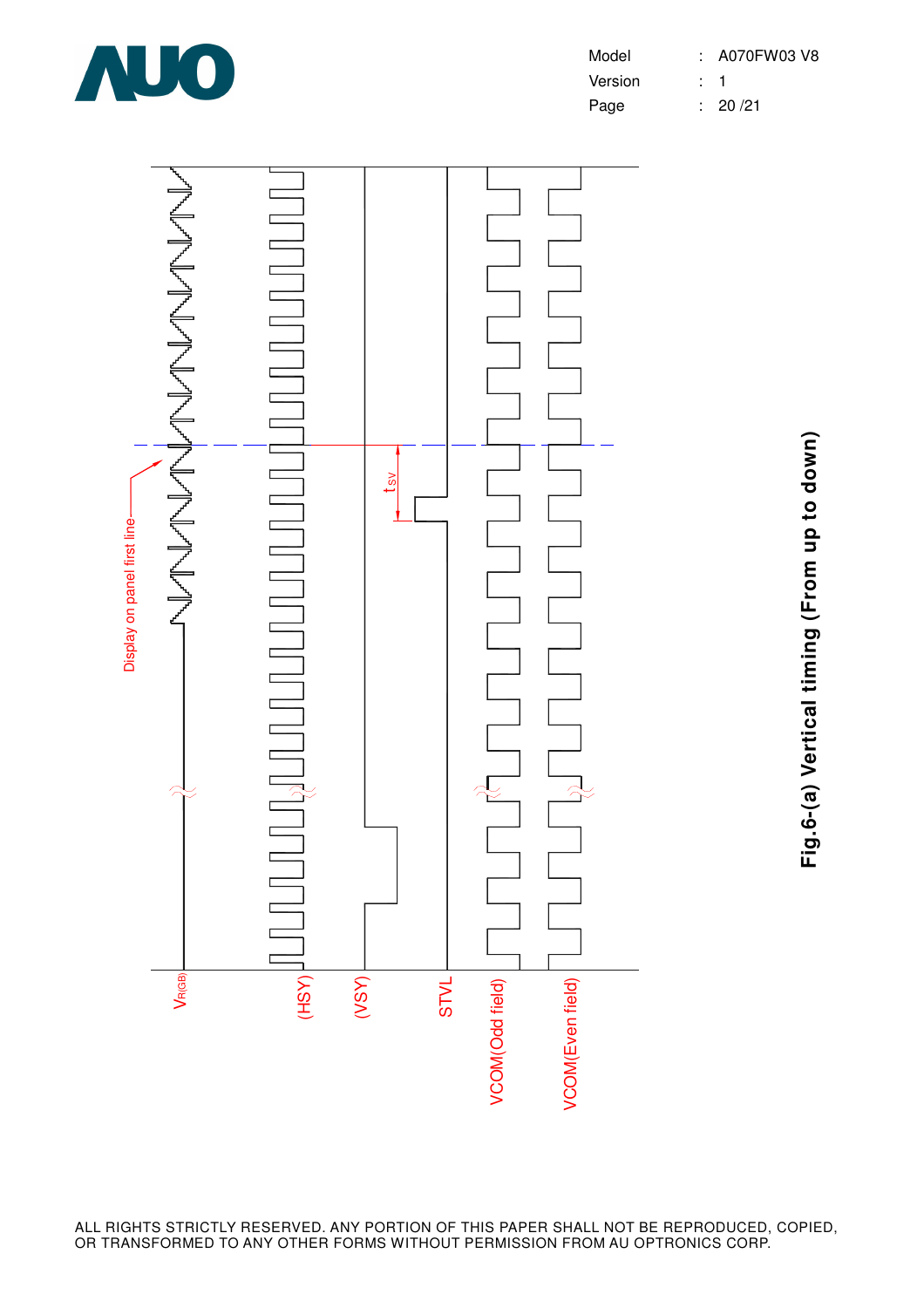Display on panel first line

$t_{SV}$

$V_{R(GB)}$

(HSY)

(VSY)

STVL

VCOM(Odd field)

VCOM(Even field)

**Fig.6-(a) Vertical timing (From up to down)**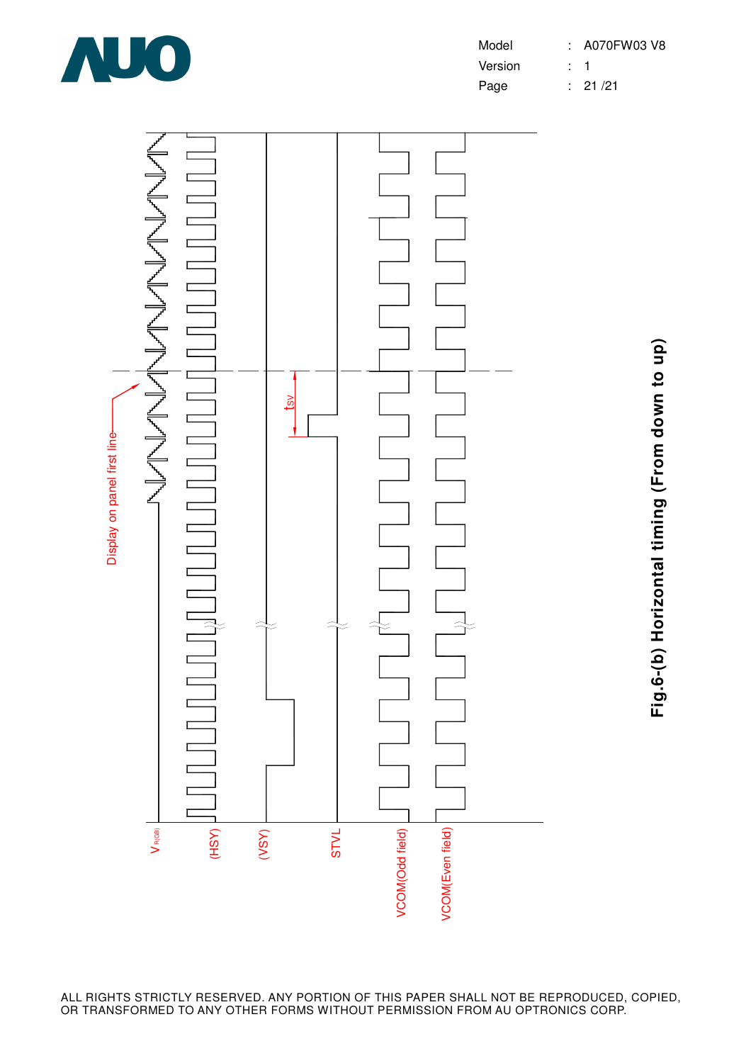Display on panel first line

$t_{SV}$

$V_{R(GB)}$

(HSY)

(VSY)

STVL

VCOM(Odd field)

VCOM(Even field)

**Fig.6-(b) Horizontal timing (From down to up)**

ALL RIGHTS STRICTLY RESERVED. ANY PORTION OF THIS PAPER SHALL NOT BE REPRODUCED, COPIED, OR TRANSFORMED TO ANY OTHER FORMS WITHOUT PERMISSION FROM AU OPTRONICS CORP.